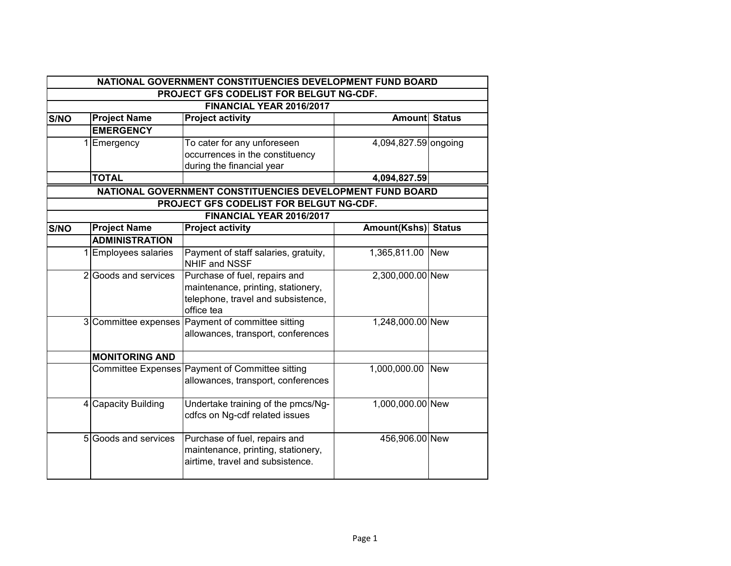| NATIONAL GOVERNMENT CONSTITUENCIES DEVELOPMENT FUND BOARD | | | | |
|---|---|---|---|---|
| PROJECT GFS CODELIST FOR BELGUT NG-CDF. | | | | |
| FINANCIAL YEAR 2016/2017 | | | | |
| **S/NO** | **Project Name** | **Project activity** | **Amount** | **Status** |
| | **EMERGENCY** | | | |
| 1 | Emergency | To cater for any unforeseen occurrences in the constituency during the financial year | 4,094,827.59 | ongoing |
| | **TOTAL** | | **4,094,827.59** | |

| NATIONAL GOVERNMENT CONSTITUENCIES DEVELOPMENT FUND BOARD | | | | |
|---|---|---|---|---|
| PROJECT GFS CODELIST FOR BELGUT NG-CDF. | | | | |
| FINANCIAL YEAR 2016/2017 | | | | |
| **S/NO** | **Project Name** | **Project activity** | **Amount(Kshs)** | **Status** |
| | **ADMINISTRATION** | | | |
| 1 | Employees salaries | Payment of staff salaries, gratuity, NHIF and NSSF | 1,365,811.00 | New |
| 2 | Goods and services | Purchase of fuel, repairs and maintenance, printing, stationery, telephone, travel and subsistence, office tea | 2,300,000.00 | New |
| 3 | Committee expenses | Payment of committee sitting allowances, transport, conferences | 1,248,000.00 | New |
| | **MONITORING AND** | | | |
| | Committee Expenses | Payment of Committee sitting allowances, transport, conferences | 1,000,000.00 | New |
| 4 | Capacity Building | Undertake training of the pmcs/Ng-cdfcs on Ng-cdf related issues | 1,000,000.00 | New |
| 5 | Goods and services | Purchase of fuel, repairs and maintenance, printing, stationery, airtime, travel and subsistence. | 456,906.00 | New |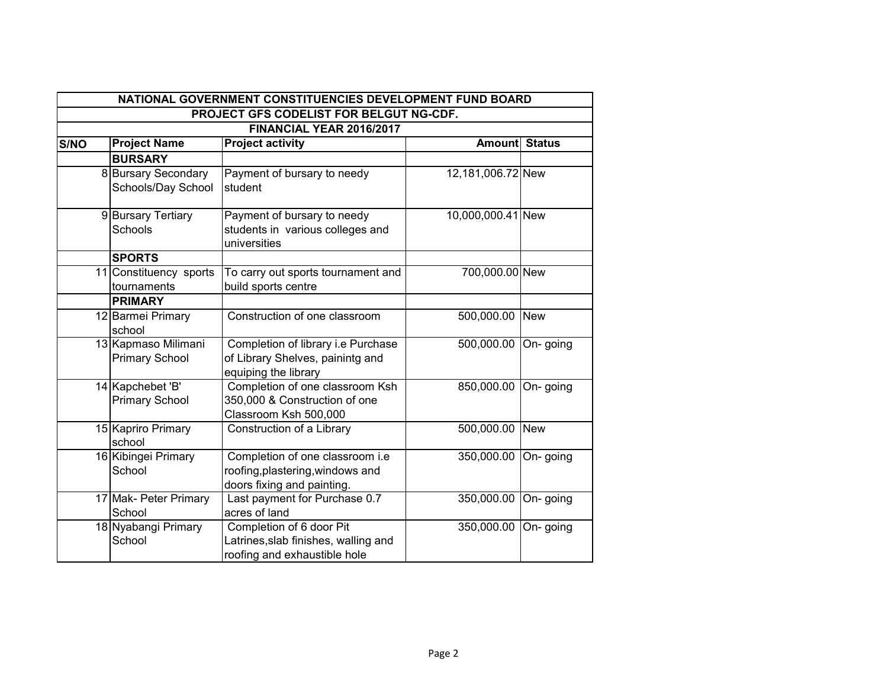| NATIONAL GOVERNMENT CONSTITUENCIES DEVELOPMENT FUND BOARD | | | | |
|---|---|---|---|---|
| PROJECT GFS CODELIST FOR BELGUT NG-CDF. | | | | |
| FINANCIAL YEAR 2016/2017 | | | | |
| **S/NO** | **Project Name** | **Project activity** | **Amount** | **Status** |
| | **BURSARY** | | | |
| 8 | Bursary Secondary Schools/Day School | Payment of bursary to needy student | 12,181,006.72 | New |
| 9 | Bursary Tertiary Schools | Payment of bursary to needy students in various colleges and universities | 10,000,000.41 | New |
| | **SPORTS** | | | |
| 11 | Constituency sports tournaments | To carry out sports tournament and build sports centre | 700,000.00 | New |
| | **PRIMARY** | | | |
| 12 | Barmei Primary school | Construction of one classroom | 500,000.00 | New |
| 13 | Kapmaso Milimani Primary School | Completion of library i.e Purchase of Library Shelves, painintg and equiping the library | 500,000.00 | On- going |
| 14 | Kapchebet 'B' Primary School | Completion of one classroom Ksh 350,000 & Construction of one Classroom Ksh 500,000 | 850,000.00 | On- going |
| 15 | Kapriro Primary school | Construction of a Library | 500,000.00 | New |
| 16 | Kibingei Primary School | Completion of one classroom i.e roofing,plastering,windows and doors fixing and painting. | 350,000.00 | On- going |
| 17 | Mak- Peter Primary School | Last payment for Purchase 0.7 acres of land | 350,000.00 | On- going |
| 18 | Nyabangi Primary School | Completion of 6 door Pit Latrines,slab finishes, walling and roofing and exhaustible hole | 350,000.00 | On- going |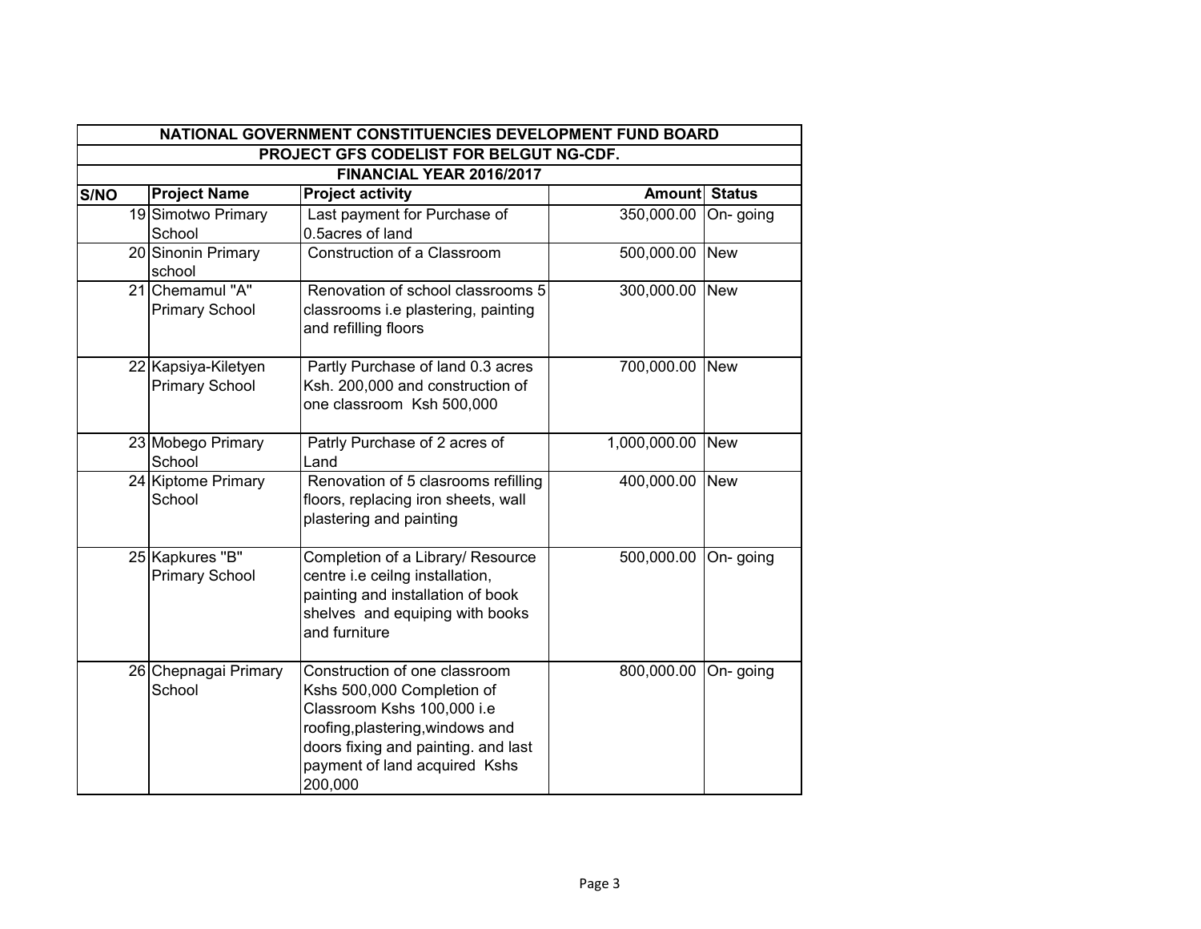| NATIONAL GOVERNMENT CONSTITUENCIES DEVELOPMENT FUND BOARD | | | | |
|---|---|---|---|---|
| PROJECT GFS CODELIST FOR BELGUT NG-CDF. | | | | |
| FINANCIAL YEAR 2016/2017 | | | | |
| **S/NO** | **Project Name** | **Project activity** | **Amount** | **Status** |
| 19 | Simotwo Primary School | Last payment for Purchase of 0.5acres of land | 350,000.00 | On- going |
| 20 | Sinonin Primary school | Construction of a Classroom | 500,000.00 | New |
| 21 | Chemamul "A" Primary School | Renovation of school classrooms 5 classrooms i.e plastering, painting and refilling floors | 300,000.00 | New |
| 22 | Kapsiya-Kiletyen Primary School | Partly Purchase of land 0.3 acres Ksh. 200,000 and construction of one classroom Ksh 500,000 | 700,000.00 | New |
| 23 | Mobego Primary School | Patrly Purchase of 2 acres of Land | 1,000,000.00 | New |
| 24 | Kiptome Primary School | Renovation of 5 clasrooms refilling floors, replacing iron sheets, wall plastering and painting | 400,000.00 | New |
| 25 | Kapkures "B" Primary School | Completion of a Library/ Resource centre i.e ceilng installation, painting and installation of book shelves and equiping with books and furniture | 500,000.00 | On- going |
| 26 | Chepnagai Primary School | Construction of one classroom Kshs 500,000 Completion of Classroom Kshs 100,000 i.e roofing,plastering,windows and doors fixing and painting. and last payment of land acquired Kshs 200,000 | 800,000.00 | On- going |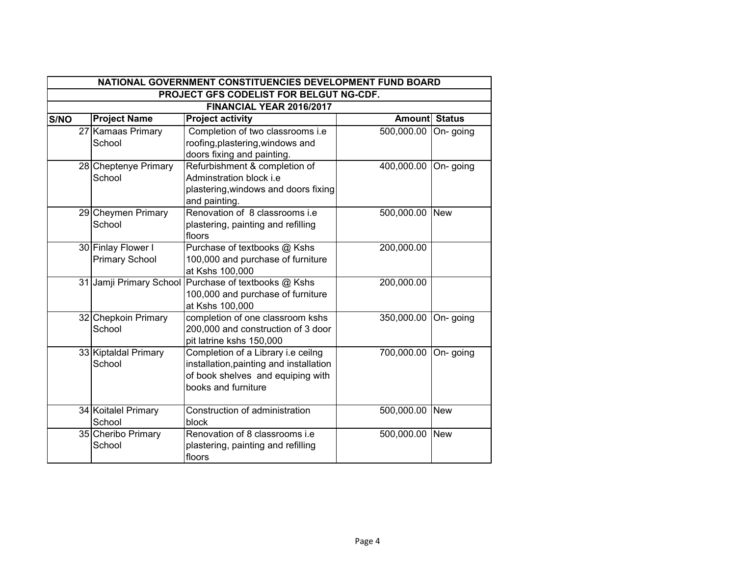| NATIONAL GOVERNMENT CONSTITUENCIES DEVELOPMENT FUND BOARD | | | | |
|---|---|---|---|---|
| PROJECT GFS CODELIST FOR BELGUT NG-CDF. | | | | |
| FINANCIAL YEAR 2016/2017 | | | | |
| S/NO | Project Name | Project activity | Amount | Status |
| 27 | Kamaas Primary School | Completion of two classrooms i.e roofing,plastering,windows and doors fixing and painting. | 500,000.00 | On- going |
| 28 | Cheptenye Primary School | Refurbishment & completion of Adminstration block i.e plastering,windows and doors fixing and painting. | 400,000.00 | On- going |
| 29 | Cheymen Primary School | Renovation of 8 classrooms i.e plastering, painting and refilling floors | 500,000.00 | New |
| 30 | Finlay Flower I Primary School | Purchase of textbooks @ Kshs 100,000 and purchase of furniture at Kshs 100,000 | 200,000.00 | |
| 31 | Jamji Primary School | Purchase of textbooks @ Kshs 100,000 and purchase of furniture at Kshs 100,000 | 200,000.00 | |
| 32 | Chepkoin Primary School | completion of one classroom kshs 200,000 and construction of 3 door pit latrine kshs 150,000 | 350,000.00 | On- going |
| 33 | Kiptaldal Primary School | Completion of a Library i.e ceilng installation,painting and installation of book shelves and equiping with books and furniture | 700,000.00 | On- going |
| 34 | Koitalel Primary School | Construction of administration block | 500,000.00 | New |
| 35 | Cheribo Primary School | Renovation of 8 classrooms i.e plastering, painting and refilling floors | 500,000.00 | New |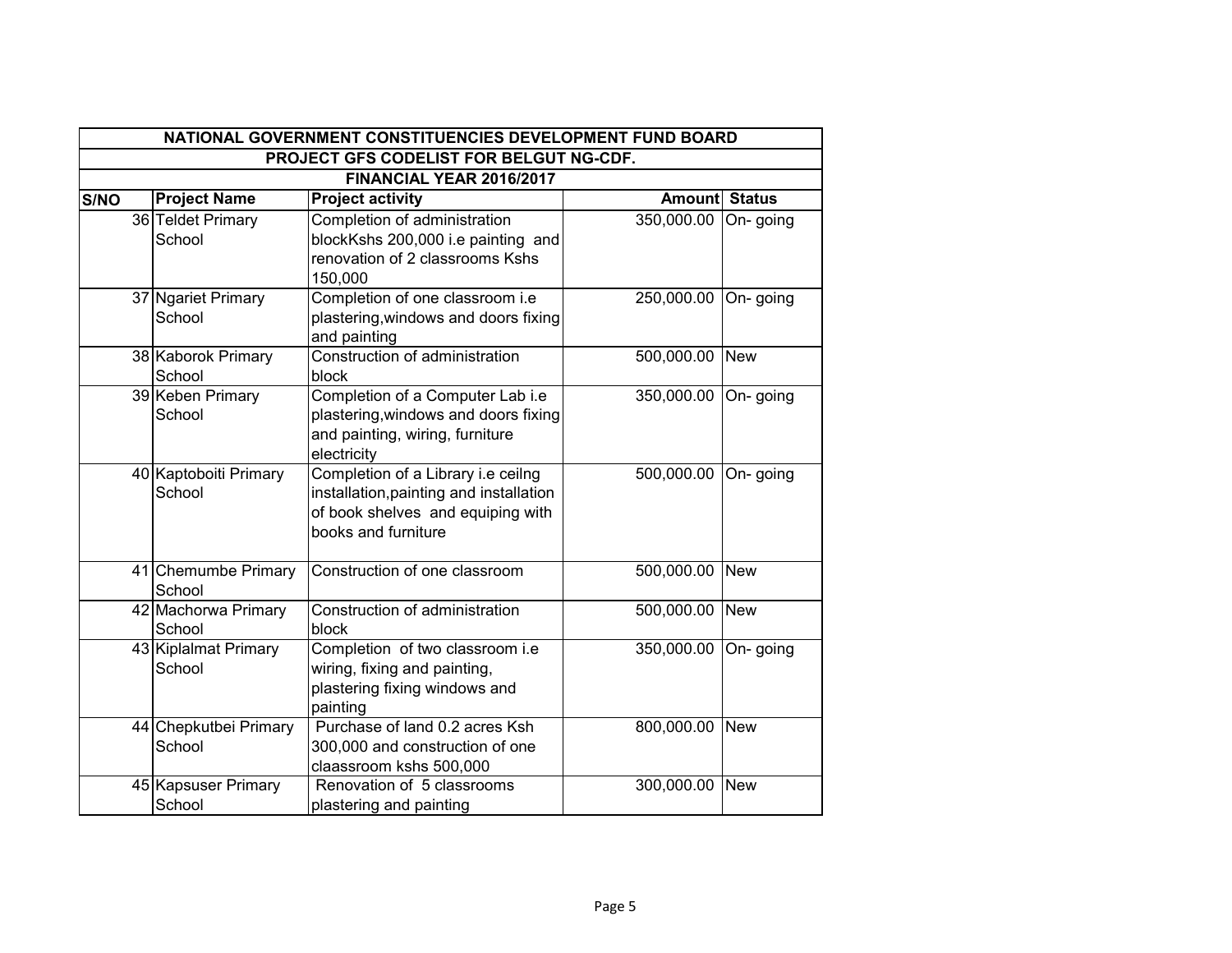| NATIONAL GOVERNMENT CONSTITUENCIES DEVELOPMENT FUND BOARD | | | | |
|---|---|---|---|---|
| PROJECT GFS CODELIST FOR BELGUT NG-CDF. | | | | |
| FINANCIAL YEAR 2016/2017 | | | | |
| S/NO | Project Name | Project activity | Amount | Status |
| 36 | Teldet Primary School | Completion of administration blockKshs 200,000 i.e painting and renovation of 2 classrooms Kshs 150,000 | 350,000.00 | On- going |
| 37 | Ngariet Primary School | Completion of one classroom i.e plastering,windows and doors fixing and painting | 250,000.00 | On- going |
| 38 | Kaborok Primary School | Construction of administration block | 500,000.00 | New |
| 39 | Keben Primary School | Completion of a Computer Lab i.e plastering,windows and doors fixing and painting, wiring, furniture electricity | 350,000.00 | On- going |
| 40 | Kaptoboiti Primary School | Completion of a Library i.e ceilng installation,painting and installation of book shelves and equiping with books and furniture | 500,000.00 | On- going |
| 41 | Chemumbe Primary School | Construction of one classroom | 500,000.00 | New |
| 42 | Machorwa Primary School | Construction of administration block | 500,000.00 | New |
| 43 | Kiplalmat Primary School | Completion of two classroom i.e wiring, fixing and painting, plastering fixing windows and painting | 350,000.00 | On- going |
| 44 | Chepkutbei Primary School | Purchase of land 0.2 acres Ksh 300,000 and construction of one claassroom kshs 500,000 | 800,000.00 | New |
| 45 | Kapsuser Primary School | Renovation of 5 classrooms plastering and painting | 300,000.00 | New |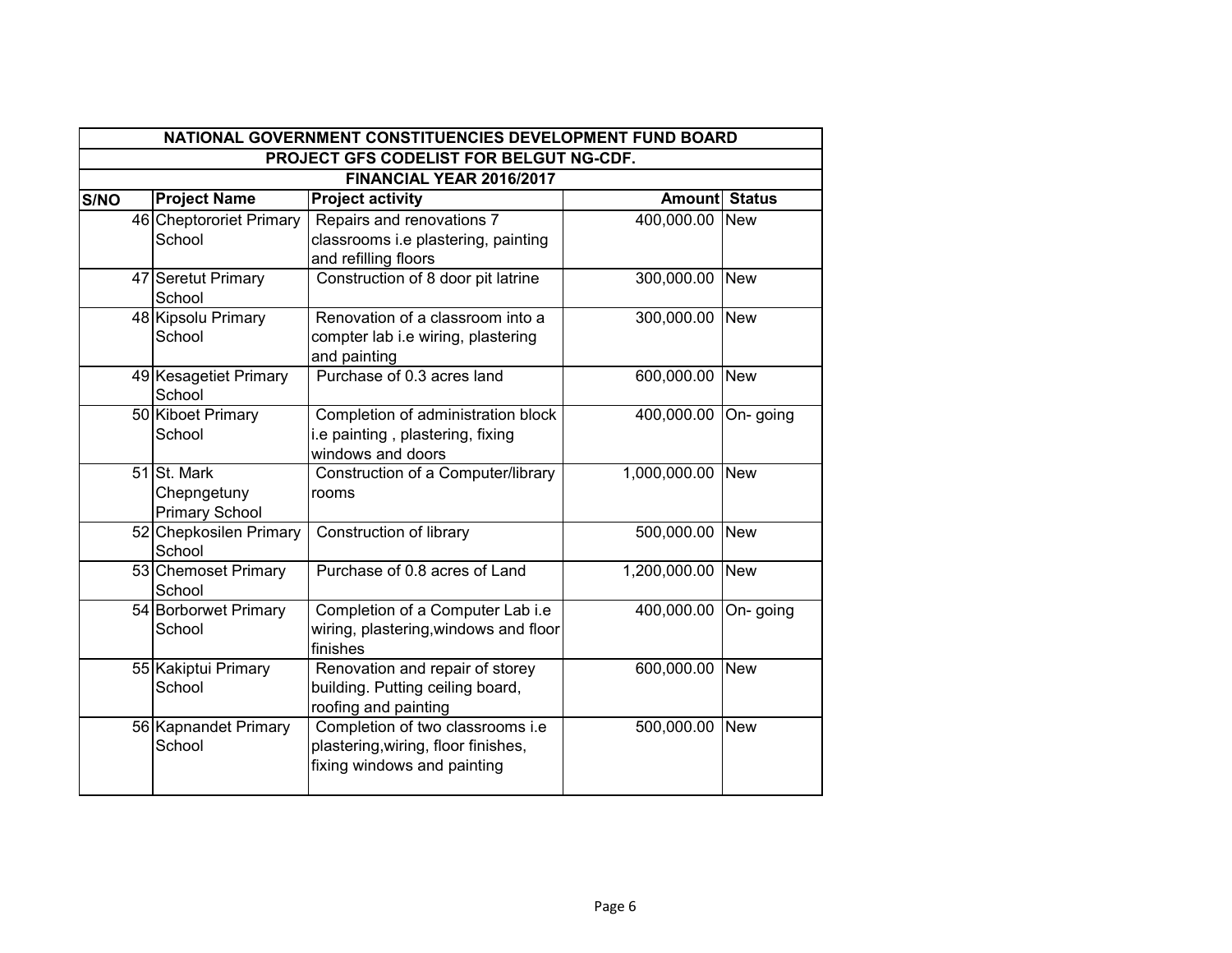| NATIONAL GOVERNMENT CONSTITUENCIES DEVELOPMENT FUND BOARD | | | | |
|---|---|---|---|---|
| PROJECT GFS CODELIST FOR BELGUT NG-CDF. | | | | |
| FINANCIAL YEAR 2016/2017 | | | | |
| S/NO | Project Name | Project activity | Amount | Status |
| 46 | Cheptororiet Primary School | Repairs and renovations 7 classrooms i.e plastering, painting and refilling floors | 400,000.00 | New |
| 47 | Seretut Primary School | Construction of 8 door pit latrine | 300,000.00 | New |
| 48 | Kipsolu Primary School | Renovation of a classroom into a compter lab i.e wiring, plastering and painting | 300,000.00 | New |
| 49 | Kesagetiet Primary School | Purchase of 0.3 acres land | 600,000.00 | New |
| 50 | Kiboet Primary School | Completion of administration block i.e painting , plastering, fixing windows and doors | 400,000.00 | On- going |
| 51 | St. Mark Chepngetuny Primary School | Construction of a Computer/library rooms | 1,000,000.00 | New |
| 52 | Chepkosilen Primary School | Construction of library | 500,000.00 | New |
| 53 | Chemoset Primary School | Purchase of 0.8 acres of Land | 1,200,000.00 | New |
| 54 | Borborwet Primary School | Completion of a Computer Lab i.e wiring, plastering,windows and floor finishes | 400,000.00 | On- going |
| 55 | Kakiptui Primary School | Renovation and repair of storey building. Putting ceiling board, roofing and painting | 600,000.00 | New |
| 56 | Kapnandet Primary School | Completion of two classrooms i.e plastering,wiring, floor finishes, fixing windows and painting | 500,000.00 | New |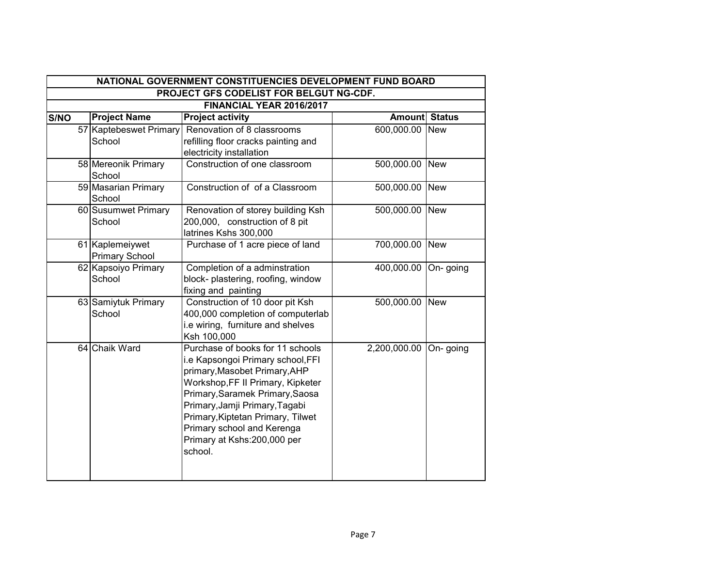| NATIONAL GOVERNMENT CONSTITUENCIES DEVELOPMENT FUND BOARD | | | | |
|---|---|---|---|---|
| PROJECT GFS CODELIST FOR BELGUT NG-CDF. | | | | |
| FINANCIAL YEAR 2016/2017 | | | | |
| **S/NO** | **Project Name** | **Project activity** | **Amount** | **Status** |
| 57 | Kaptebeswet Primary School | Renovation of 8 classrooms refilling floor cracks painting and electricity installation | 600,000.00 | New |
| 58 | Mereonik Primary School | Construction of one classroom | 500,000.00 | New |
| 59 | Masarian Primary School | Construction of of a Classroom | 500,000.00 | New |
| 60 | Susumwet Primary School | Renovation of storey building Ksh 200,000, construction of 8 pit latrines Kshs 300,000 | 500,000.00 | New |
| 61 | Kaplemeiywet Primary School | Purchase of 1 acre piece of land | 700,000.00 | New |
| 62 | Kapsoiyo Primary School | Completion of a adminstration block- plastering, roofing, window fixing and painting | 400,000.00 | On- going |
| 63 | Samiytuk Primary School | Construction of 10 door pit Ksh 400,000 completion of computerlab i.e wiring, furniture and shelves Ksh 100,000 | 500,000.00 | New |
| 64 | Chaik Ward | Purchase of books for 11 schools i.e Kapsongoi Primary school,FFI primary,Masobet Primary,AHP Workshop,FF II Primary, Kipketer Primary,Saramek Primary,Saosa Primary,Jamji Primary,Tagabi Primary,Kiptetan Primary, Tilwet Primary school and Kerenga Primary at Kshs:200,000 per school. | 2,200,000.00 | On- going |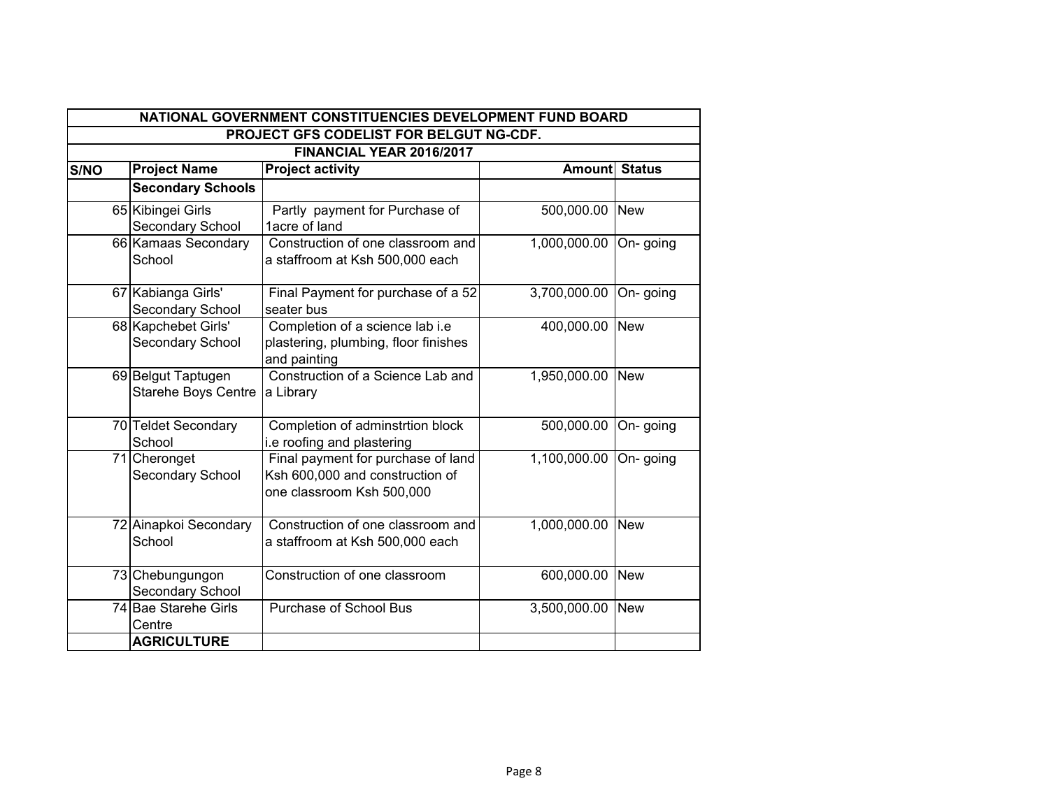| NATIONAL GOVERNMENT CONSTITUENCIES DEVELOPMENT FUND BOARD | | | | |
|---|---|---|---|---|
| PROJECT GFS CODELIST FOR BELGUT NG-CDF. | | | | |
| FINANCIAL YEAR 2016/2017 | | | | |
| **S/NO** | **Project Name** | **Project activity** | **Amount** | **Status** |
| | **Secondary Schools** | | | |
| 65 | Kibingei Girls Secondary School | Partly payment for Purchase of 1acre of land | 500,000.00 | New |
| 66 | Kamaas Secondary School | Construction of one classroom and a staffroom at Ksh 500,000 each | 1,000,000.00 | On- going |
| 67 | Kabianga Girls' Secondary School | Final Payment for purchase of a 52 seater bus | 3,700,000.00 | On- going |
| 68 | Kapchebet Girls' Secondary School | Completion of a science lab i.e plastering, plumbing, floor finishes and painting | 400,000.00 | New |
| 69 | Belgut Taptugen Starehe Boys Centre | Construction of a Science Lab and a Library | 1,950,000.00 | New |
| 70 | Teldet Secondary School | Completion of adminstrtion block i.e roofing and plastering | 500,000.00 | On- going |
| 71 | Cheronget Secondary School | Final payment for purchase of land Ksh 600,000 and construction of one classroom Ksh 500,000 | 1,100,000.00 | On- going |
| 72 | Ainapkoi Secondary School | Construction of one classroom and a staffroom at Ksh 500,000 each | 1,000,000.00 | New |
| 73 | Chebungungon Secondary School | Construction of one classroom | 600,000.00 | New |
| 74 | Bae Starehe Girls Centre | Purchase of School Bus | 3,500,000.00 | New |
| | **AGRICULTURE** | | | |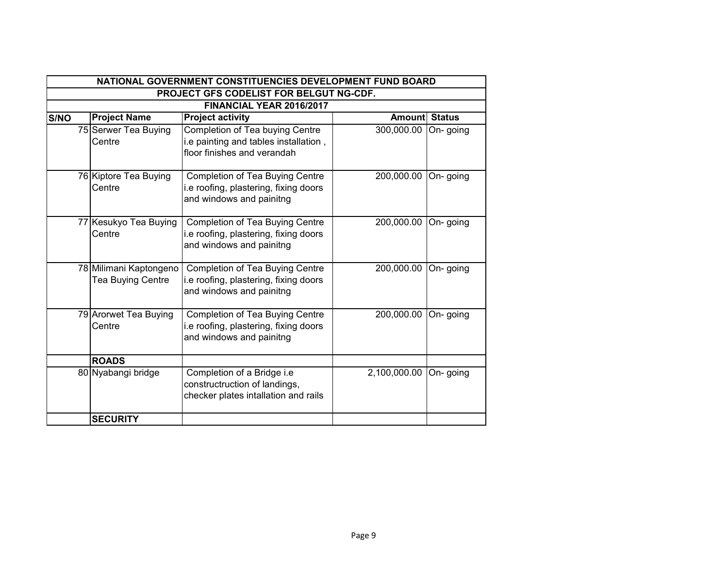| NATIONAL GOVERNMENT CONSTITUENCIES DEVELOPMENT FUND BOARD | | | | |
|---|---|---|---|---|
| PROJECT GFS CODELIST FOR BELGUT NG-CDF. | | | | |
| FINANCIAL YEAR 2016/2017 | | | | |
| **S/NO** | **Project Name** | **Project activity** | **Amount** | **Status** |
| 75 | Serwer Tea Buying Centre | Completion of Tea buying Centre i.e painting and tables installation , floor finishes and verandah | 300,000.00 | On- going |
| 76 | Kiptore Tea Buying Centre | Completion of Tea Buying Centre i.e roofing, plastering, fixing doors and windows and painitng | 200,000.00 | On- going |
| 77 | Kesukyo Tea Buying Centre | Completion of Tea Buying Centre i.e roofing, plastering, fixing doors and windows and painitng | 200,000.00 | On- going |
| 78 | Milimani Kaptongeno Tea Buying Centre | Completion of Tea Buying Centre i.e roofing, plastering, fixing doors and windows and painitng | 200,000.00 | On- going |
| 79 | Arorwet Tea Buying Centre | Completion of Tea Buying Centre i.e roofing, plastering, fixing doors and windows and painitng | 200,000.00 | On- going |
| | **ROADS** | | | |
| 80 | Nyabangi bridge | Completion of a Bridge i.e constructruction of landings, checker plates intallation and rails | 2,100,000.00 | On- going |
| | **SECURITY** | | | |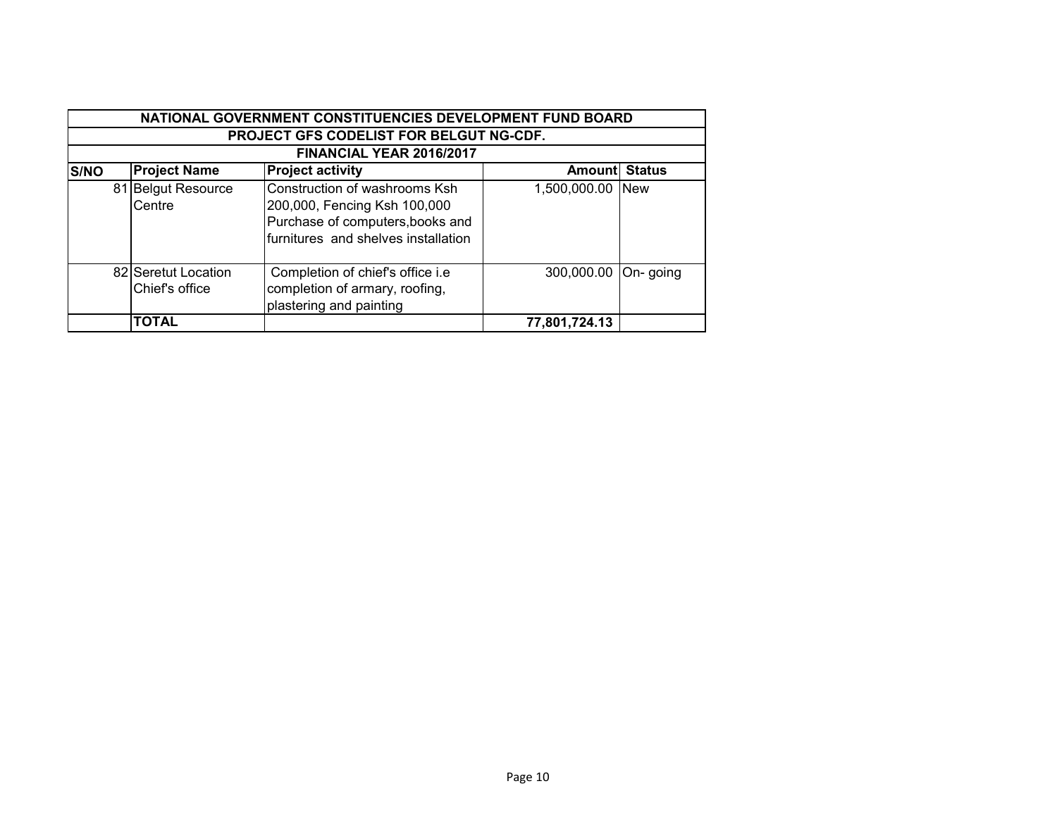| NATIONAL GOVERNMENT CONSTITUENCIES DEVELOPMENT FUND BOARD | | | | |
|---|---|---|---|---|
| PROJECT GFS CODELIST FOR BELGUT NG-CDF. | | | | |
| FINANCIAL YEAR 2016/2017 | | | | |
| **S/NO** | **Project Name** | **Project activity** | **Amount** | **Status** |
| 81 | Belgut Resource Centre | Construction of washrooms Ksh 200,000, Fencing Ksh 100,000 Purchase of computers,books and furnitures and shelves installation | 1,500,000.00 | New |
| 82 | Seretut Location Chief's office | Completion of chief's office i.e completion of armary, roofing, plastering and painting | 300,000.00 | On- going |
| | **TOTAL** | | **77,801,724.13** | |